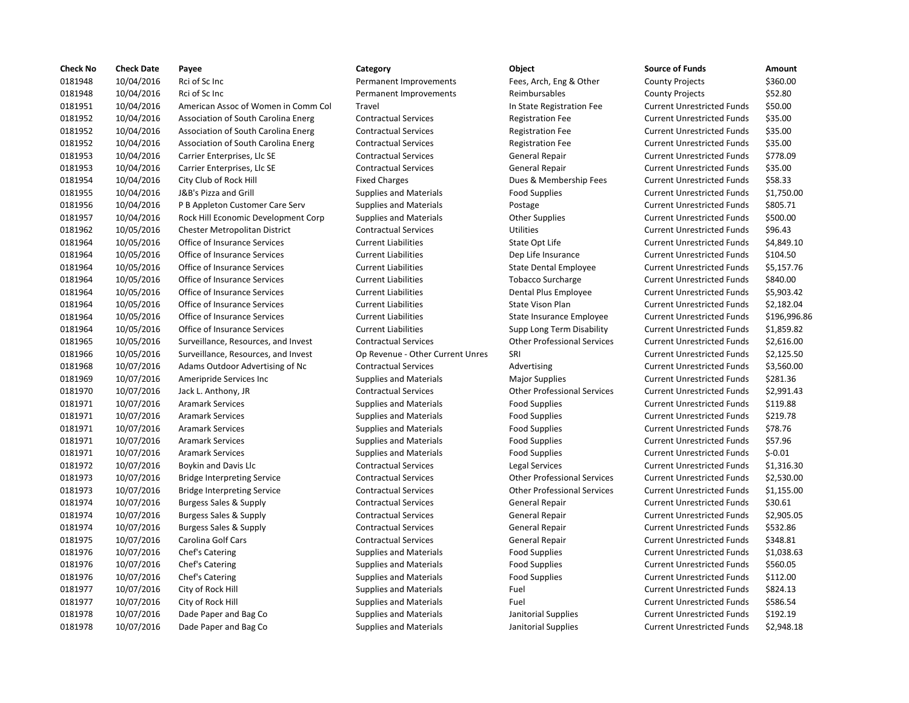| Check No | Check Date | Payee | Category | Object | Source of Funds | Amount |
|---|---|---|---|---|---|---|
| 0181948 | 10/04/2016 | Rci of Sc Inc | Permanent Improvements | Fees, Arch, Eng & Other | County Projects | $360.00 |
| 0181948 | 10/04/2016 | Rci of Sc Inc | Permanent Improvements | Reimbursables | County Projects | $52.80 |
| 0181951 | 10/04/2016 | American Assoc of Women in Comm Col | Travel | In State Registration Fee | Current Unrestricted Funds | $50.00 |
| 0181952 | 10/04/2016 | Association of South Carolina Energ | Contractual Services | Registration Fee | Current Unrestricted Funds | $35.00 |
| 0181952 | 10/04/2016 | Association of South Carolina Energ | Contractual Services | Registration Fee | Current Unrestricted Funds | $35.00 |
| 0181952 | 10/04/2016 | Association of South Carolina Energ | Contractual Services | Registration Fee | Current Unrestricted Funds | $35.00 |
| 0181953 | 10/04/2016 | Carrier Enterprises, Llc SE | Contractual Services | General Repair | Current Unrestricted Funds | $778.09 |
| 0181953 | 10/04/2016 | Carrier Enterprises, Llc SE | Contractual Services | General Repair | Current Unrestricted Funds | $35.00 |
| 0181954 | 10/04/2016 | City Club of Rock Hill | Fixed Charges | Dues & Membership Fees | Current Unrestricted Funds | $58.33 |
| 0181955 | 10/04/2016 | J&B's Pizza and Grill | Supplies and Materials | Food Supplies | Current Unrestricted Funds | $1,750.00 |
| 0181956 | 10/04/2016 | P B Appleton Customer Care Serv | Supplies and Materials | Postage | Current Unrestricted Funds | $805.71 |
| 0181957 | 10/04/2016 | Rock Hill Economic Development Corp | Supplies and Materials | Other Supplies | Current Unrestricted Funds | $500.00 |
| 0181962 | 10/05/2016 | Chester Metropolitan District | Contractual Services | Utilities | Current Unrestricted Funds | $96.43 |
| 0181964 | 10/05/2016 | Office of Insurance Services | Current Liabilities | State Opt Life | Current Unrestricted Funds | $4,849.10 |
| 0181964 | 10/05/2016 | Office of Insurance Services | Current Liabilities | Dep Life Insurance | Current Unrestricted Funds | $104.50 |
| 0181964 | 10/05/2016 | Office of Insurance Services | Current Liabilities | State Dental Employee | Current Unrestricted Funds | $5,157.76 |
| 0181964 | 10/05/2016 | Office of Insurance Services | Current Liabilities | Tobacco Surcharge | Current Unrestricted Funds | $840.00 |
| 0181964 | 10/05/2016 | Office of Insurance Services | Current Liabilities | Dental Plus Employee | Current Unrestricted Funds | $5,903.42 |
| 0181964 | 10/05/2016 | Office of Insurance Services | Current Liabilities | State Vison Plan | Current Unrestricted Funds | $2,182.04 |
| 0181964 | 10/05/2016 | Office of Insurance Services | Current Liabilities | State Insurance Employee | Current Unrestricted Funds | $196,996.86 |
| 0181964 | 10/05/2016 | Office of Insurance Services | Current Liabilities | Supp Long Term Disability | Current Unrestricted Funds | $1,859.82 |
| 0181965 | 10/05/2016 | Surveillance, Resources, and Invest | Contractual Services | Other Professional Services | Current Unrestricted Funds | $2,616.00 |
| 0181966 | 10/05/2016 | Surveillance, Resources, and Invest | Op Revenue - Other Current Unres | SRI | Current Unrestricted Funds | $2,125.50 |
| 0181968 | 10/07/2016 | Adams Outdoor Advertising of Nc | Contractual Services | Advertising | Current Unrestricted Funds | $3,560.00 |
| 0181969 | 10/07/2016 | Ameripride Services Inc | Supplies and Materials | Major Supplies | Current Unrestricted Funds | $281.36 |
| 0181970 | 10/07/2016 | Jack L. Anthony, JR | Contractual Services | Other Professional Services | Current Unrestricted Funds | $2,991.43 |
| 0181971 | 10/07/2016 | Aramark Services | Supplies and Materials | Food Supplies | Current Unrestricted Funds | $119.88 |
| 0181971 | 10/07/2016 | Aramark Services | Supplies and Materials | Food Supplies | Current Unrestricted Funds | $219.78 |
| 0181971 | 10/07/2016 | Aramark Services | Supplies and Materials | Food Supplies | Current Unrestricted Funds | $78.76 |
| 0181971 | 10/07/2016 | Aramark Services | Supplies and Materials | Food Supplies | Current Unrestricted Funds | $57.96 |
| 0181971 | 10/07/2016 | Aramark Services | Supplies and Materials | Food Supplies | Current Unrestricted Funds | $-0.01 |
| 0181972 | 10/07/2016 | Boykin and Davis Llc | Contractual Services | Legal Services | Current Unrestricted Funds | $1,316.30 |
| 0181973 | 10/07/2016 | Bridge Interpreting Service | Contractual Services | Other Professional Services | Current Unrestricted Funds | $2,530.00 |
| 0181973 | 10/07/2016 | Bridge Interpreting Service | Contractual Services | Other Professional Services | Current Unrestricted Funds | $1,155.00 |
| 0181974 | 10/07/2016 | Burgess Sales & Supply | Contractual Services | General Repair | Current Unrestricted Funds | $30.61 |
| 0181974 | 10/07/2016 | Burgess Sales & Supply | Contractual Services | General Repair | Current Unrestricted Funds | $2,905.05 |
| 0181974 | 10/07/2016 | Burgess Sales & Supply | Contractual Services | General Repair | Current Unrestricted Funds | $532.86 |
| 0181975 | 10/07/2016 | Carolina Golf Cars | Contractual Services | General Repair | Current Unrestricted Funds | $348.81 |
| 0181976 | 10/07/2016 | Chef's Catering | Supplies and Materials | Food Supplies | Current Unrestricted Funds | $1,038.63 |
| 0181976 | 10/07/2016 | Chef's Catering | Supplies and Materials | Food Supplies | Current Unrestricted Funds | $560.05 |
| 0181976 | 10/07/2016 | Chef's Catering | Supplies and Materials | Food Supplies | Current Unrestricted Funds | $112.00 |
| 0181977 | 10/07/2016 | City of Rock Hill | Supplies and Materials | Fuel | Current Unrestricted Funds | $824.13 |
| 0181977 | 10/07/2016 | City of Rock Hill | Supplies and Materials | Fuel | Current Unrestricted Funds | $586.54 |
| 0181978 | 10/07/2016 | Dade Paper and Bag Co | Supplies and Materials | Janitorial Supplies | Current Unrestricted Funds | $192.19 |
| 0181978 | 10/07/2016 | Dade Paper and Bag Co | Supplies and Materials | Janitorial Supplies | Current Unrestricted Funds | $2,948.18 |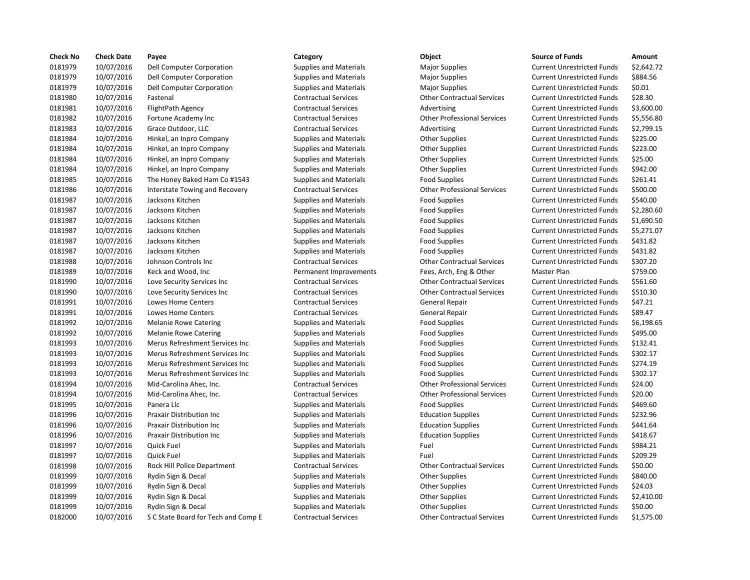| Check No | Check Date | Payee | Category | Object | Source of Funds | Amount |
|---|---|---|---|---|---|---|
| 0181979 | 10/07/2016 | Dell Computer Corporation | Supplies and Materials | Major Supplies | Current Unrestricted Funds | $2,642.72 |
| 0181979 | 10/07/2016 | Dell Computer Corporation | Supplies and Materials | Major Supplies | Current Unrestricted Funds | $884.56 |
| 0181979 | 10/07/2016 | Dell Computer Corporation | Supplies and Materials | Major Supplies | Current Unrestricted Funds | $0.01 |
| 0181980 | 10/07/2016 | Fastenal | Contractual Services | Other Contractual Services | Current Unrestricted Funds | $28.30 |
| 0181981 | 10/07/2016 | FlightPath Agency | Contractual Services | Advertising | Current Unrestricted Funds | $3,600.00 |
| 0181982 | 10/07/2016 | Fortune Academy Inc | Contractual Services | Other Professional Services | Current Unrestricted Funds | $5,556.80 |
| 0181983 | 10/07/2016 | Grace Outdoor, LLC | Contractual Services | Advertising | Current Unrestricted Funds | $2,799.15 |
| 0181984 | 10/07/2016 | Hinkel, an Inpro Company | Supplies and Materials | Other Supplies | Current Unrestricted Funds | $225.00 |
| 0181984 | 10/07/2016 | Hinkel, an Inpro Company | Supplies and Materials | Other Supplies | Current Unrestricted Funds | $223.00 |
| 0181984 | 10/07/2016 | Hinkel, an Inpro Company | Supplies and Materials | Other Supplies | Current Unrestricted Funds | $25.00 |
| 0181984 | 10/07/2016 | Hinkel, an Inpro Company | Supplies and Materials | Other Supplies | Current Unrestricted Funds | $942.00 |
| 0181985 | 10/07/2016 | The Honey Baked Ham Co #1543 | Supplies and Materials | Food Supplies | Current Unrestricted Funds | $261.41 |
| 0181986 | 10/07/2016 | Interstate Towing and Recovery | Contractual Services | Other Professional Services | Current Unrestricted Funds | $500.00 |
| 0181987 | 10/07/2016 | Jacksons Kitchen | Supplies and Materials | Food Supplies | Current Unrestricted Funds | $540.00 |
| 0181987 | 10/07/2016 | Jacksons Kitchen | Supplies and Materials | Food Supplies | Current Unrestricted Funds | $2,280.60 |
| 0181987 | 10/07/2016 | Jacksons Kitchen | Supplies and Materials | Food Supplies | Current Unrestricted Funds | $1,690.50 |
| 0181987 | 10/07/2016 | Jacksons Kitchen | Supplies and Materials | Food Supplies | Current Unrestricted Funds | $5,271.07 |
| 0181987 | 10/07/2016 | Jacksons Kitchen | Supplies and Materials | Food Supplies | Current Unrestricted Funds | $431.82 |
| 0181987 | 10/07/2016 | Jacksons Kitchen | Supplies and Materials | Food Supplies | Current Unrestricted Funds | $431.82 |
| 0181988 | 10/07/2016 | Johnson Controls Inc | Contractual Services | Other Contractual Services | Current Unrestricted Funds | $307.20 |
| 0181989 | 10/07/2016 | Keck and Wood, Inc | Permanent Improvements | Fees, Arch, Eng & Other | Master Plan | $759.00 |
| 0181990 | 10/07/2016 | Love Security Services Inc | Contractual Services | Other Contractual Services | Current Unrestricted Funds | $561.60 |
| 0181990 | 10/07/2016 | Love Security Services Inc | Contractual Services | Other Contractual Services | Current Unrestricted Funds | $510.30 |
| 0181991 | 10/07/2016 | Lowes Home Centers | Contractual Services | General Repair | Current Unrestricted Funds | $47.21 |
| 0181991 | 10/07/2016 | Lowes Home Centers | Contractual Services | General Repair | Current Unrestricted Funds | $89.47 |
| 0181992 | 10/07/2016 | Melanie Rowe Catering | Supplies and Materials | Food Supplies | Current Unrestricted Funds | $6,198.65 |
| 0181992 | 10/07/2016 | Melanie Rowe Catering | Supplies and Materials | Food Supplies | Current Unrestricted Funds | $495.00 |
| 0181993 | 10/07/2016 | Merus Refreshment Services Inc | Supplies and Materials | Food Supplies | Current Unrestricted Funds | $132.41 |
| 0181993 | 10/07/2016 | Merus Refreshment Services Inc | Supplies and Materials | Food Supplies | Current Unrestricted Funds | $302.17 |
| 0181993 | 10/07/2016 | Merus Refreshment Services Inc | Supplies and Materials | Food Supplies | Current Unrestricted Funds | $274.19 |
| 0181993 | 10/07/2016 | Merus Refreshment Services Inc | Supplies and Materials | Food Supplies | Current Unrestricted Funds | $302.17 |
| 0181994 | 10/07/2016 | Mid-Carolina Ahec, Inc. | Contractual Services | Other Professional Services | Current Unrestricted Funds | $24.00 |
| 0181994 | 10/07/2016 | Mid-Carolina Ahec, Inc. | Contractual Services | Other Professional Services | Current Unrestricted Funds | $20.00 |
| 0181995 | 10/07/2016 | Panera Llc | Supplies and Materials | Food Supplies | Current Unrestricted Funds | $469.60 |
| 0181996 | 10/07/2016 | Praxair Distribution Inc | Supplies and Materials | Education Supplies | Current Unrestricted Funds | $232.96 |
| 0181996 | 10/07/2016 | Praxair Distribution Inc | Supplies and Materials | Education Supplies | Current Unrestricted Funds | $441.64 |
| 0181996 | 10/07/2016 | Praxair Distribution Inc | Supplies and Materials | Education Supplies | Current Unrestricted Funds | $418.67 |
| 0181997 | 10/07/2016 | Quick Fuel | Supplies and Materials | Fuel | Current Unrestricted Funds | $984.21 |
| 0181997 | 10/07/2016 | Quick Fuel | Supplies and Materials | Fuel | Current Unrestricted Funds | $209.29 |
| 0181998 | 10/07/2016 | Rock Hill Police Department | Contractual Services | Other Contractual Services | Current Unrestricted Funds | $50.00 |
| 0181999 | 10/07/2016 | Rydin Sign & Decal | Supplies and Materials | Other Supplies | Current Unrestricted Funds | $840.00 |
| 0181999 | 10/07/2016 | Rydin Sign & Decal | Supplies and Materials | Other Supplies | Current Unrestricted Funds | $24.03 |
| 0181999 | 10/07/2016 | Rydin Sign & Decal | Supplies and Materials | Other Supplies | Current Unrestricted Funds | $2,410.00 |
| 0181999 | 10/07/2016 | Rydin Sign & Decal | Supplies and Materials | Other Supplies | Current Unrestricted Funds | $50.00 |
| 0182000 | 10/07/2016 | S C State Board for Tech and Comp E | Contractual Services | Other Contractual Services | Current Unrestricted Funds | $1,575.00 |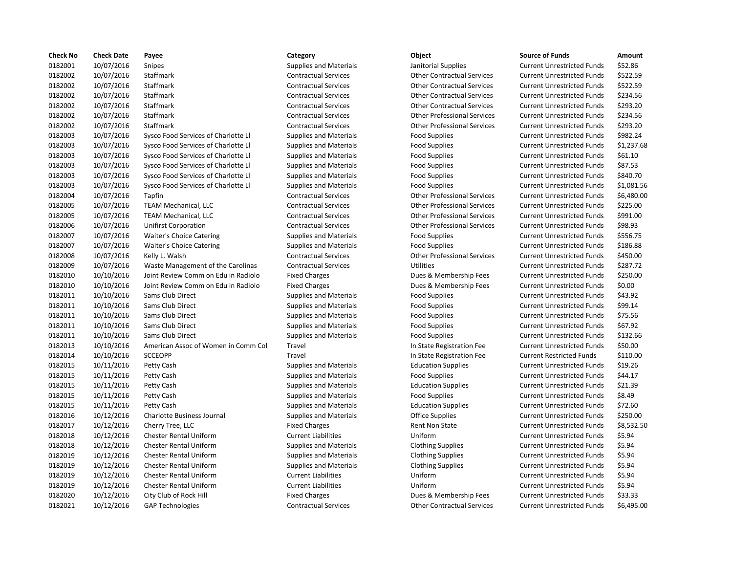| Check No | Check Date | Payee | Category | Object | Source of Funds | Amount |
|---|---|---|---|---|---|---|
| 0182001 | 10/07/2016 | Snipes | Supplies and Materials | Janitorial Supplies | Current Unrestricted Funds | $52.86 |
| 0182002 | 10/07/2016 | Staffmark | Contractual Services | Other Contractual Services | Current Unrestricted Funds | $522.59 |
| 0182002 | 10/07/2016 | Staffmark | Contractual Services | Other Contractual Services | Current Unrestricted Funds | $522.59 |
| 0182002 | 10/07/2016 | Staffmark | Contractual Services | Other Contractual Services | Current Unrestricted Funds | $234.56 |
| 0182002 | 10/07/2016 | Staffmark | Contractual Services | Other Contractual Services | Current Unrestricted Funds | $293.20 |
| 0182002 | 10/07/2016 | Staffmark | Contractual Services | Other Professional Services | Current Unrestricted Funds | $234.56 |
| 0182002 | 10/07/2016 | Staffmark | Contractual Services | Other Professional Services | Current Unrestricted Funds | $293.20 |
| 0182003 | 10/07/2016 | Sysco Food Services of Charlotte Ll | Supplies and Materials | Food Supplies | Current Unrestricted Funds | $982.24 |
| 0182003 | 10/07/2016 | Sysco Food Services of Charlotte Ll | Supplies and Materials | Food Supplies | Current Unrestricted Funds | $1,237.68 |
| 0182003 | 10/07/2016 | Sysco Food Services of Charlotte Ll | Supplies and Materials | Food Supplies | Current Unrestricted Funds | $61.10 |
| 0182003 | 10/07/2016 | Sysco Food Services of Charlotte Ll | Supplies and Materials | Food Supplies | Current Unrestricted Funds | $87.53 |
| 0182003 | 10/07/2016 | Sysco Food Services of Charlotte Ll | Supplies and Materials | Food Supplies | Current Unrestricted Funds | $840.70 |
| 0182003 | 10/07/2016 | Sysco Food Services of Charlotte Ll | Supplies and Materials | Food Supplies | Current Unrestricted Funds | $1,081.56 |
| 0182004 | 10/07/2016 | Tapfin | Contractual Services | Other Professional Services | Current Unrestricted Funds | $6,480.00 |
| 0182005 | 10/07/2016 | TEAM Mechanical, LLC | Contractual Services | Other Professional Services | Current Unrestricted Funds | $225.00 |
| 0182005 | 10/07/2016 | TEAM Mechanical, LLC | Contractual Services | Other Professional Services | Current Unrestricted Funds | $991.00 |
| 0182006 | 10/07/2016 | Unifirst Corporation | Contractual Services | Other Professional Services | Current Unrestricted Funds | $98.93 |
| 0182007 | 10/07/2016 | Waiter's Choice Catering | Supplies and Materials | Food Supplies | Current Unrestricted Funds | $556.75 |
| 0182007 | 10/07/2016 | Waiter's Choice Catering | Supplies and Materials | Food Supplies | Current Unrestricted Funds | $186.88 |
| 0182008 | 10/07/2016 | Kelly L. Walsh | Contractual Services | Other Professional Services | Current Unrestricted Funds | $450.00 |
| 0182009 | 10/07/2016 | Waste Management of the Carolinas | Contractual Services | Utilities | Current Unrestricted Funds | $287.72 |
| 0182010 | 10/10/2016 | Joint Review Comm on Edu in Radiolo | Fixed Charges | Dues & Membership Fees | Current Unrestricted Funds | $250.00 |
| 0182010 | 10/10/2016 | Joint Review Comm on Edu in Radiolo | Fixed Charges | Dues & Membership Fees | Current Unrestricted Funds | $0.00 |
| 0182011 | 10/10/2016 | Sams Club Direct | Supplies and Materials | Food Supplies | Current Unrestricted Funds | $43.92 |
| 0182011 | 10/10/2016 | Sams Club Direct | Supplies and Materials | Food Supplies | Current Unrestricted Funds | $99.14 |
| 0182011 | 10/10/2016 | Sams Club Direct | Supplies and Materials | Food Supplies | Current Unrestricted Funds | $75.56 |
| 0182011 | 10/10/2016 | Sams Club Direct | Supplies and Materials | Food Supplies | Current Unrestricted Funds | $67.92 |
| 0182011 | 10/10/2016 | Sams Club Direct | Supplies and Materials | Food Supplies | Current Unrestricted Funds | $132.66 |
| 0182013 | 10/10/2016 | American Assoc of Women in Comm Col | Travel | In State Registration Fee | Current Unrestricted Funds | $50.00 |
| 0182014 | 10/10/2016 | SCCEOPP | Travel | In State Registration Fee | Current Restricted Funds | $110.00 |
| 0182015 | 10/11/2016 | Petty Cash | Supplies and Materials | Education Supplies | Current Unrestricted Funds | $19.26 |
| 0182015 | 10/11/2016 | Petty Cash | Supplies and Materials | Food Supplies | Current Unrestricted Funds | $44.17 |
| 0182015 | 10/11/2016 | Petty Cash | Supplies and Materials | Education Supplies | Current Unrestricted Funds | $21.39 |
| 0182015 | 10/11/2016 | Petty Cash | Supplies and Materials | Food Supplies | Current Unrestricted Funds | $8.49 |
| 0182015 | 10/11/2016 | Petty Cash | Supplies and Materials | Education Supplies | Current Unrestricted Funds | $72.60 |
| 0182016 | 10/12/2016 | Charlotte Business Journal | Supplies and Materials | Office Supplies | Current Unrestricted Funds | $250.00 |
| 0182017 | 10/12/2016 | Cherry Tree, LLC | Fixed Charges | Rent Non State | Current Unrestricted Funds | $8,532.50 |
| 0182018 | 10/12/2016 | Chester Rental Uniform | Current Liabilities | Uniform | Current Unrestricted Funds | $5.94 |
| 0182018 | 10/12/2016 | Chester Rental Uniform | Supplies and Materials | Clothing Supplies | Current Unrestricted Funds | $5.94 |
| 0182019 | 10/12/2016 | Chester Rental Uniform | Supplies and Materials | Clothing Supplies | Current Unrestricted Funds | $5.94 |
| 0182019 | 10/12/2016 | Chester Rental Uniform | Supplies and Materials | Clothing Supplies | Current Unrestricted Funds | $5.94 |
| 0182019 | 10/12/2016 | Chester Rental Uniform | Current Liabilities | Uniform | Current Unrestricted Funds | $5.94 |
| 0182019 | 10/12/2016 | Chester Rental Uniform | Current Liabilities | Uniform | Current Unrestricted Funds | $5.94 |
| 0182020 | 10/12/2016 | City Club of Rock Hill | Fixed Charges | Dues & Membership Fees | Current Unrestricted Funds | $33.33 |
| 0182021 | 10/12/2016 | GAP Technologies | Contractual Services | Other Contractual Services | Current Unrestricted Funds | $6,495.00 |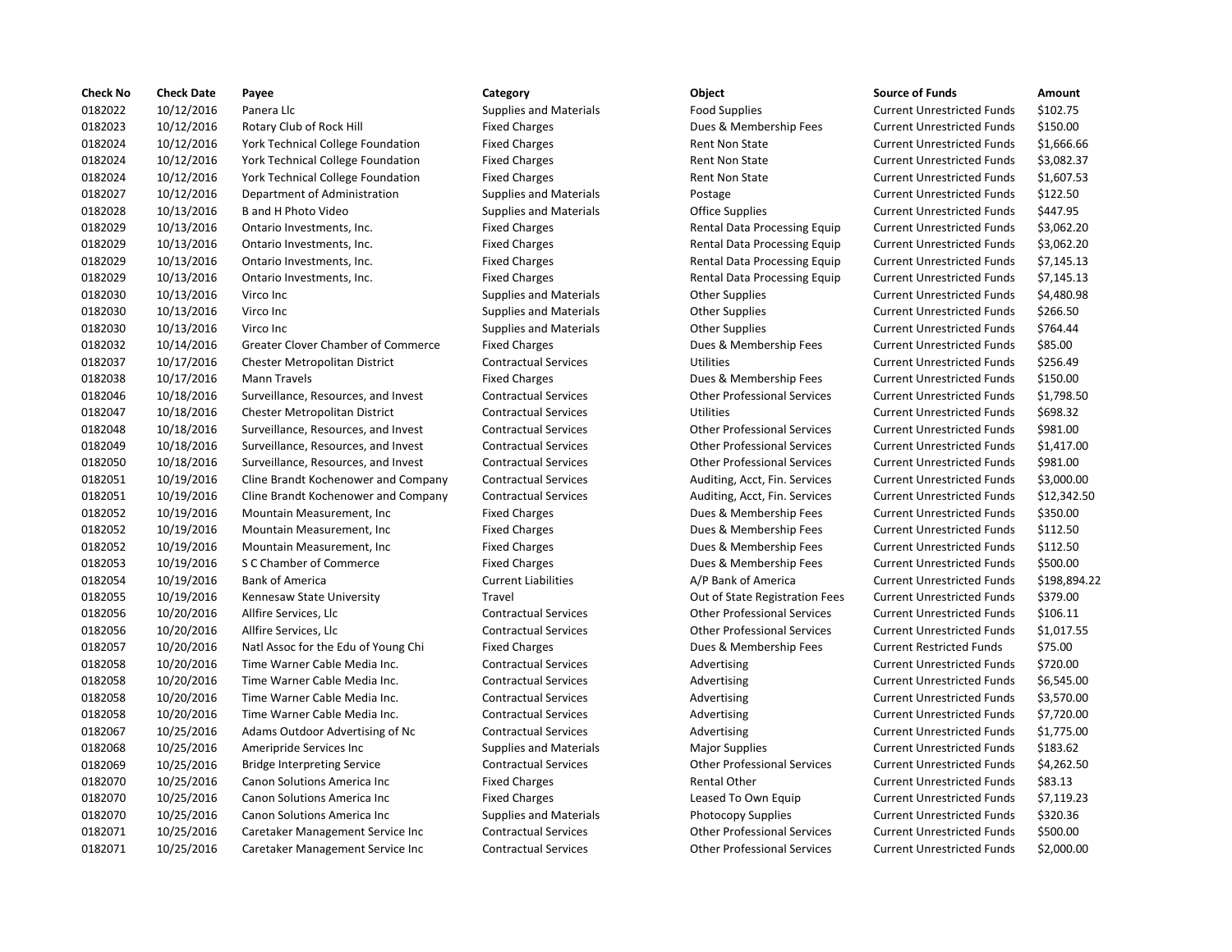| Check No | Check Date | Payee | Category | Object | Source of Funds | Amount |
|---|---|---|---|---|---|---|
| 0182022 | 10/12/2016 | Panera Llc | Supplies and Materials | Food Supplies | Current Unrestricted Funds | $102.75 |
| 0182023 | 10/12/2016 | Rotary Club of Rock Hill | Fixed Charges | Dues & Membership Fees | Current Unrestricted Funds | $150.00 |
| 0182024 | 10/12/2016 | York Technical College Foundation | Fixed Charges | Rent Non State | Current Unrestricted Funds | $1,666.66 |
| 0182024 | 10/12/2016 | York Technical College Foundation | Fixed Charges | Rent Non State | Current Unrestricted Funds | $3,082.37 |
| 0182024 | 10/12/2016 | York Technical College Foundation | Fixed Charges | Rent Non State | Current Unrestricted Funds | $1,607.53 |
| 0182027 | 10/12/2016 | Department of Administration | Supplies and Materials | Postage | Current Unrestricted Funds | $122.50 |
| 0182028 | 10/13/2016 | B and H Photo Video | Supplies and Materials | Office Supplies | Current Unrestricted Funds | $447.95 |
| 0182029 | 10/13/2016 | Ontario Investments, Inc. | Fixed Charges | Rental Data Processing Equip | Current Unrestricted Funds | $3,062.20 |
| 0182029 | 10/13/2016 | Ontario Investments, Inc. | Fixed Charges | Rental Data Processing Equip | Current Unrestricted Funds | $3,062.20 |
| 0182029 | 10/13/2016 | Ontario Investments, Inc. | Fixed Charges | Rental Data Processing Equip | Current Unrestricted Funds | $7,145.13 |
| 0182029 | 10/13/2016 | Ontario Investments, Inc. | Fixed Charges | Rental Data Processing Equip | Current Unrestricted Funds | $7,145.13 |
| 0182030 | 10/13/2016 | Virco Inc | Supplies and Materials | Other Supplies | Current Unrestricted Funds | $4,480.98 |
| 0182030 | 10/13/2016 | Virco Inc | Supplies and Materials | Other Supplies | Current Unrestricted Funds | $266.50 |
| 0182030 | 10/13/2016 | Virco Inc | Supplies and Materials | Other Supplies | Current Unrestricted Funds | $764.44 |
| 0182032 | 10/14/2016 | Greater Clover Chamber of Commerce | Fixed Charges | Dues & Membership Fees | Current Unrestricted Funds | $85.00 |
| 0182037 | 10/17/2016 | Chester Metropolitan District | Contractual Services | Utilities | Current Unrestricted Funds | $256.49 |
| 0182038 | 10/17/2016 | Mann Travels | Fixed Charges | Dues & Membership Fees | Current Unrestricted Funds | $150.00 |
| 0182046 | 10/18/2016 | Surveillance, Resources, and Invest | Contractual Services | Other Professional Services | Current Unrestricted Funds | $1,798.50 |
| 0182047 | 10/18/2016 | Chester Metropolitan District | Contractual Services | Utilities | Current Unrestricted Funds | $698.32 |
| 0182048 | 10/18/2016 | Surveillance, Resources, and Invest | Contractual Services | Other Professional Services | Current Unrestricted Funds | $981.00 |
| 0182049 | 10/18/2016 | Surveillance, Resources, and Invest | Contractual Services | Other Professional Services | Current Unrestricted Funds | $1,417.00 |
| 0182050 | 10/18/2016 | Surveillance, Resources, and Invest | Contractual Services | Other Professional Services | Current Unrestricted Funds | $981.00 |
| 0182051 | 10/19/2016 | Cline Brandt Kochenower and Company | Contractual Services | Auditing, Acct, Fin. Services | Current Unrestricted Funds | $3,000.00 |
| 0182051 | 10/19/2016 | Cline Brandt Kochenower and Company | Contractual Services | Auditing, Acct, Fin. Services | Current Unrestricted Funds | $12,342.50 |
| 0182052 | 10/19/2016 | Mountain Measurement, Inc | Fixed Charges | Dues & Membership Fees | Current Unrestricted Funds | $350.00 |
| 0182052 | 10/19/2016 | Mountain Measurement, Inc | Fixed Charges | Dues & Membership Fees | Current Unrestricted Funds | $112.50 |
| 0182052 | 10/19/2016 | Mountain Measurement, Inc | Fixed Charges | Dues & Membership Fees | Current Unrestricted Funds | $112.50 |
| 0182053 | 10/19/2016 | S C Chamber of Commerce | Fixed Charges | Dues & Membership Fees | Current Unrestricted Funds | $500.00 |
| 0182054 | 10/19/2016 | Bank of America | Current Liabilities | A/P Bank of America | Current Unrestricted Funds | $198,894.22 |
| 0182055 | 10/19/2016 | Kennesaw State University | Travel | Out of State Registration Fees | Current Unrestricted Funds | $379.00 |
| 0182056 | 10/20/2016 | Allfire Services, Llc | Contractual Services | Other Professional Services | Current Unrestricted Funds | $106.11 |
| 0182056 | 10/20/2016 | Allfire Services, Llc | Contractual Services | Other Professional Services | Current Unrestricted Funds | $1,017.55 |
| 0182057 | 10/20/2016 | Natl Assoc for the Edu of Young Chi | Fixed Charges | Dues & Membership Fees | Current Restricted Funds | $75.00 |
| 0182058 | 10/20/2016 | Time Warner Cable Media Inc. | Contractual Services | Advertising | Current Unrestricted Funds | $720.00 |
| 0182058 | 10/20/2016 | Time Warner Cable Media Inc. | Contractual Services | Advertising | Current Unrestricted Funds | $6,545.00 |
| 0182058 | 10/20/2016 | Time Warner Cable Media Inc. | Contractual Services | Advertising | Current Unrestricted Funds | $3,570.00 |
| 0182058 | 10/20/2016 | Time Warner Cable Media Inc. | Contractual Services | Advertising | Current Unrestricted Funds | $7,720.00 |
| 0182067 | 10/25/2016 | Adams Outdoor Advertising of Nc | Contractual Services | Advertising | Current Unrestricted Funds | $1,775.00 |
| 0182068 | 10/25/2016 | Ameripride Services Inc | Supplies and Materials | Major Supplies | Current Unrestricted Funds | $183.62 |
| 0182069 | 10/25/2016 | Bridge Interpreting Service | Contractual Services | Other Professional Services | Current Unrestricted Funds | $4,262.50 |
| 0182070 | 10/25/2016 | Canon Solutions America Inc | Fixed Charges | Rental Other | Current Unrestricted Funds | $83.13 |
| 0182070 | 10/25/2016 | Canon Solutions America Inc | Fixed Charges | Leased To Own Equip | Current Unrestricted Funds | $7,119.23 |
| 0182070 | 10/25/2016 | Canon Solutions America Inc | Supplies and Materials | Photocopy Supplies | Current Unrestricted Funds | $320.36 |
| 0182071 | 10/25/2016 | Caretaker Management Service Inc | Contractual Services | Other Professional Services | Current Unrestricted Funds | $500.00 |
| 0182071 | 10/25/2016 | Caretaker Management Service Inc | Contractual Services | Other Professional Services | Current Unrestricted Funds | $2,000.00 |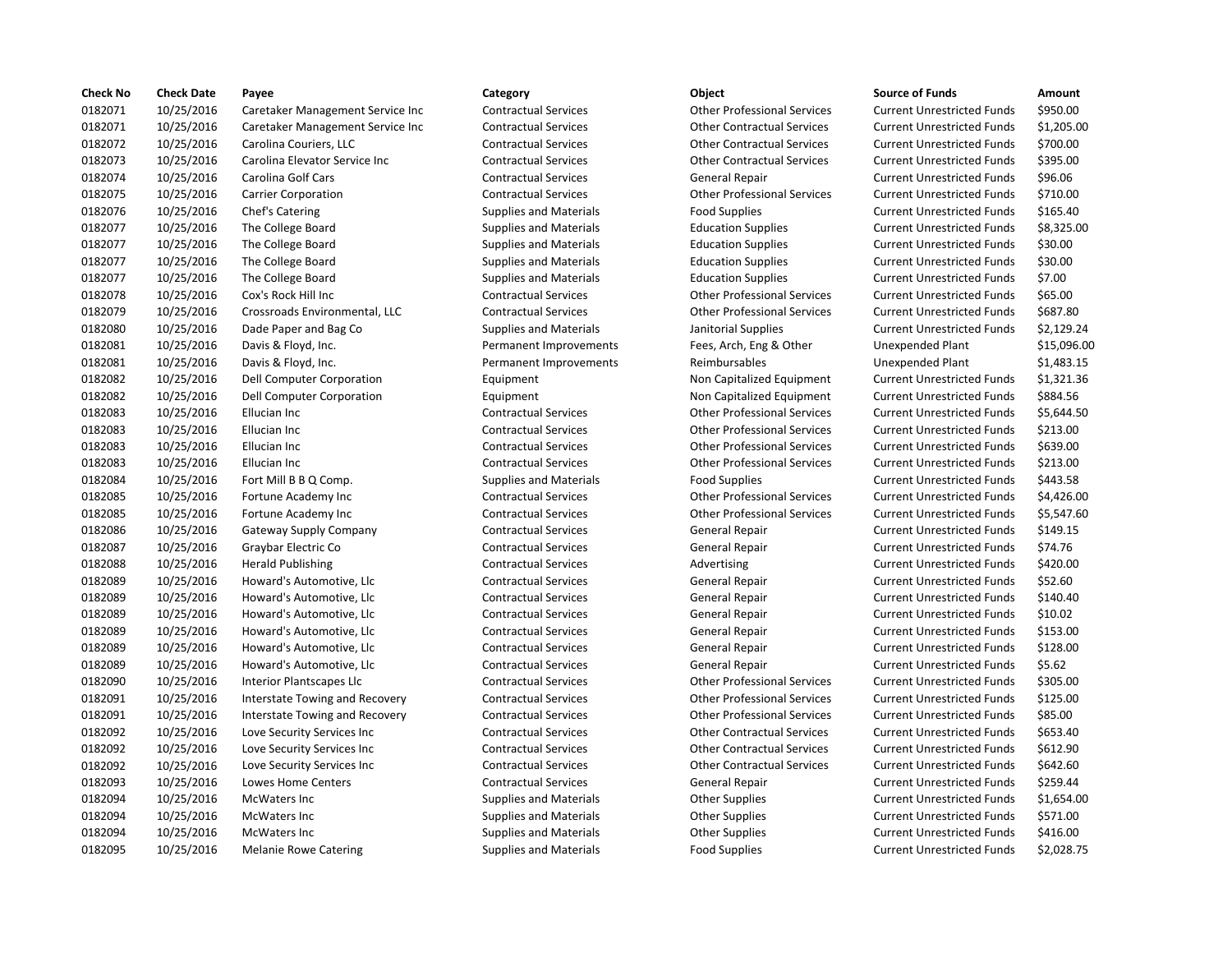| Check No | Check Date | Payee | Category | Object | Source of Funds | Amount |
|---|---|---|---|---|---|---|
| 0182071 | 10/25/2016 | Caretaker Management Service Inc | Contractual Services | Other Professional Services | Current Unrestricted Funds | $950.00 |
| 0182071 | 10/25/2016 | Caretaker Management Service Inc | Contractual Services | Other Contractual Services | Current Unrestricted Funds | $1,205.00 |
| 0182072 | 10/25/2016 | Carolina Couriers, LLC | Contractual Services | Other Contractual Services | Current Unrestricted Funds | $700.00 |
| 0182073 | 10/25/2016 | Carolina Elevator Service Inc | Contractual Services | Other Contractual Services | Current Unrestricted Funds | $395.00 |
| 0182074 | 10/25/2016 | Carolina Golf Cars | Contractual Services | General Repair | Current Unrestricted Funds | $96.06 |
| 0182075 | 10/25/2016 | Carrier Corporation | Contractual Services | Other Professional Services | Current Unrestricted Funds | $710.00 |
| 0182076 | 10/25/2016 | Chef's Catering | Supplies and Materials | Food Supplies | Current Unrestricted Funds | $165.40 |
| 0182077 | 10/25/2016 | The College Board | Supplies and Materials | Education Supplies | Current Unrestricted Funds | $8,325.00 |
| 0182077 | 10/25/2016 | The College Board | Supplies and Materials | Education Supplies | Current Unrestricted Funds | $30.00 |
| 0182077 | 10/25/2016 | The College Board | Supplies and Materials | Education Supplies | Current Unrestricted Funds | $30.00 |
| 0182077 | 10/25/2016 | The College Board | Supplies and Materials | Education Supplies | Current Unrestricted Funds | $7.00 |
| 0182078 | 10/25/2016 | Cox's Rock Hill Inc | Contractual Services | Other Professional Services | Current Unrestricted Funds | $65.00 |
| 0182079 | 10/25/2016 | Crossroads Environmental, LLC | Contractual Services | Other Professional Services | Current Unrestricted Funds | $687.80 |
| 0182080 | 10/25/2016 | Dade Paper and Bag Co | Supplies and Materials | Janitorial Supplies | Current Unrestricted Funds | $2,129.24 |
| 0182081 | 10/25/2016 | Davis & Floyd, Inc. | Permanent Improvements | Fees, Arch, Eng & Other | Unexpended Plant | $15,096.00 |
| 0182081 | 10/25/2016 | Davis & Floyd, Inc. | Permanent Improvements | Reimbursables | Unexpended Plant | $1,483.15 |
| 0182082 | 10/25/2016 | Dell Computer Corporation | Equipment | Non Capitalized Equipment | Current Unrestricted Funds | $1,321.36 |
| 0182082 | 10/25/2016 | Dell Computer Corporation | Equipment | Non Capitalized Equipment | Current Unrestricted Funds | $884.56 |
| 0182083 | 10/25/2016 | Ellucian Inc | Contractual Services | Other Professional Services | Current Unrestricted Funds | $5,644.50 |
| 0182083 | 10/25/2016 | Ellucian Inc | Contractual Services | Other Professional Services | Current Unrestricted Funds | $213.00 |
| 0182083 | 10/25/2016 | Ellucian Inc | Contractual Services | Other Professional Services | Current Unrestricted Funds | $639.00 |
| 0182083 | 10/25/2016 | Ellucian Inc | Contractual Services | Other Professional Services | Current Unrestricted Funds | $213.00 |
| 0182084 | 10/25/2016 | Fort Mill B B Q Comp. | Supplies and Materials | Food Supplies | Current Unrestricted Funds | $443.58 |
| 0182085 | 10/25/2016 | Fortune Academy Inc | Contractual Services | Other Professional Services | Current Unrestricted Funds | $4,426.00 |
| 0182085 | 10/25/2016 | Fortune Academy Inc | Contractual Services | Other Professional Services | Current Unrestricted Funds | $5,547.60 |
| 0182086 | 10/25/2016 | Gateway Supply Company | Contractual Services | General Repair | Current Unrestricted Funds | $149.15 |
| 0182087 | 10/25/2016 | Graybar Electric Co | Contractual Services | General Repair | Current Unrestricted Funds | $74.76 |
| 0182088 | 10/25/2016 | Herald Publishing | Contractual Services | Advertising | Current Unrestricted Funds | $420.00 |
| 0182089 | 10/25/2016 | Howard's Automotive, Llc | Contractual Services | General Repair | Current Unrestricted Funds | $52.60 |
| 0182089 | 10/25/2016 | Howard's Automotive, Llc | Contractual Services | General Repair | Current Unrestricted Funds | $140.40 |
| 0182089 | 10/25/2016 | Howard's Automotive, Llc | Contractual Services | General Repair | Current Unrestricted Funds | $10.02 |
| 0182089 | 10/25/2016 | Howard's Automotive, Llc | Contractual Services | General Repair | Current Unrestricted Funds | $153.00 |
| 0182089 | 10/25/2016 | Howard's Automotive, Llc | Contractual Services | General Repair | Current Unrestricted Funds | $128.00 |
| 0182089 | 10/25/2016 | Howard's Automotive, Llc | Contractual Services | General Repair | Current Unrestricted Funds | $5.62 |
| 0182090 | 10/25/2016 | Interior Plantscapes Llc | Contractual Services | Other Professional Services | Current Unrestricted Funds | $305.00 |
| 0182091 | 10/25/2016 | Interstate Towing and Recovery | Contractual Services | Other Professional Services | Current Unrestricted Funds | $125.00 |
| 0182091 | 10/25/2016 | Interstate Towing and Recovery | Contractual Services | Other Professional Services | Current Unrestricted Funds | $85.00 |
| 0182092 | 10/25/2016 | Love Security Services Inc | Contractual Services | Other Contractual Services | Current Unrestricted Funds | $653.40 |
| 0182092 | 10/25/2016 | Love Security Services Inc | Contractual Services | Other Contractual Services | Current Unrestricted Funds | $612.90 |
| 0182092 | 10/25/2016 | Love Security Services Inc | Contractual Services | Other Contractual Services | Current Unrestricted Funds | $642.60 |
| 0182093 | 10/25/2016 | Lowes Home Centers | Contractual Services | General Repair | Current Unrestricted Funds | $259.44 |
| 0182094 | 10/25/2016 | McWaters Inc | Supplies and Materials | Other Supplies | Current Unrestricted Funds | $1,654.00 |
| 0182094 | 10/25/2016 | McWaters Inc | Supplies and Materials | Other Supplies | Current Unrestricted Funds | $571.00 |
| 0182094 | 10/25/2016 | McWaters Inc | Supplies and Materials | Other Supplies | Current Unrestricted Funds | $416.00 |
| 0182095 | 10/25/2016 | Melanie Rowe Catering | Supplies and Materials | Food Supplies | Current Unrestricted Funds | $2,028.75 |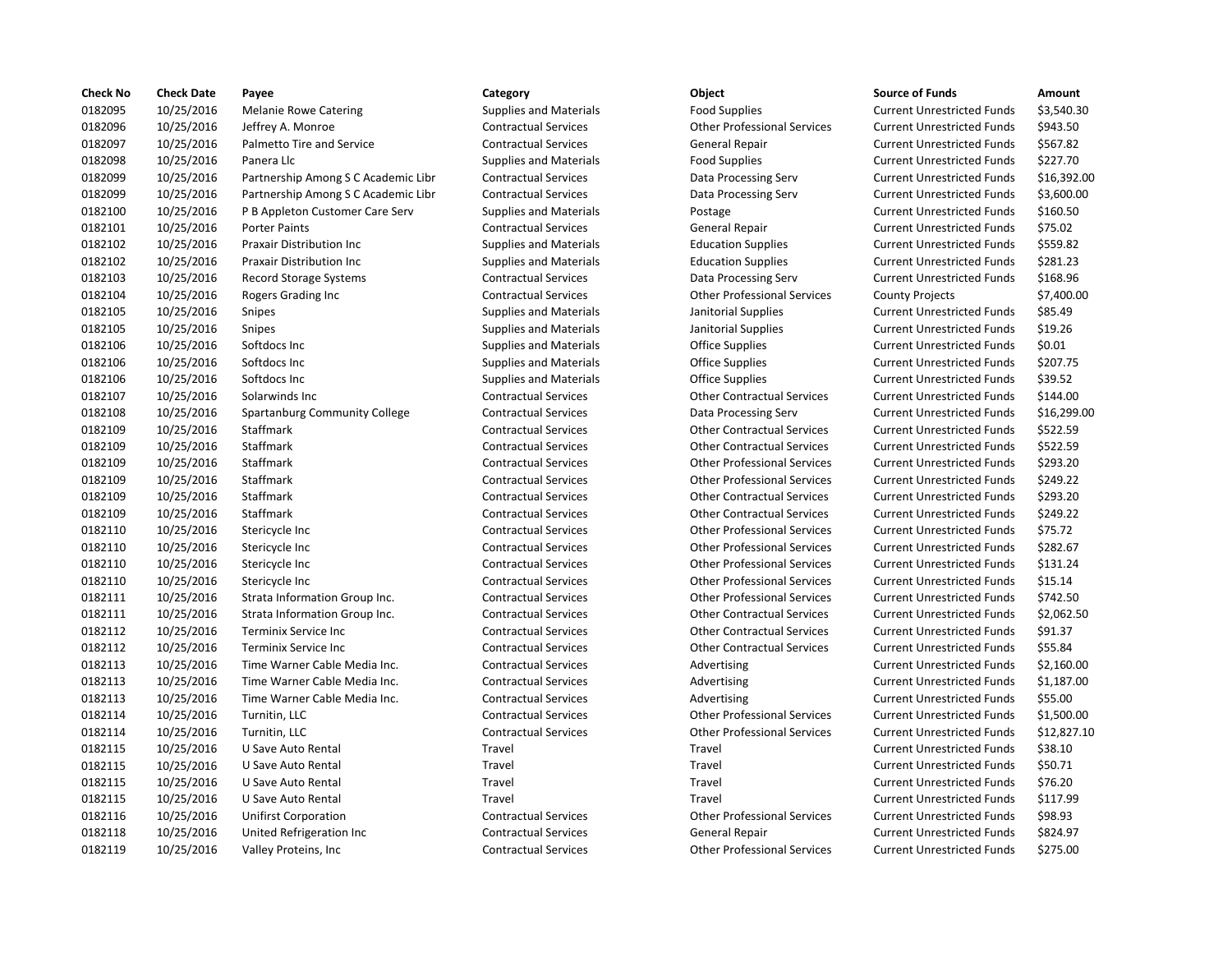| Check No | Check Date | Payee | Category | Object | Source of Funds | Amount |
|---|---|---|---|---|---|---|
| 0182095 | 10/25/2016 | Melanie Rowe Catering | Supplies and Materials | Food Supplies | Current Unrestricted Funds | $3,540.30 |
| 0182096 | 10/25/2016 | Jeffrey A. Monroe | Contractual Services | Other Professional Services | Current Unrestricted Funds | $943.50 |
| 0182097 | 10/25/2016 | Palmetto Tire and Service | Contractual Services | General Repair | Current Unrestricted Funds | $567.82 |
| 0182098 | 10/25/2016 | Panera Llc | Supplies and Materials | Food Supplies | Current Unrestricted Funds | $227.70 |
| 0182099 | 10/25/2016 | Partnership Among S C Academic Libr | Contractual Services | Data Processing Serv | Current Unrestricted Funds | $16,392.00 |
| 0182099 | 10/25/2016 | Partnership Among S C Academic Libr | Contractual Services | Data Processing Serv | Current Unrestricted Funds | $3,600.00 |
| 0182100 | 10/25/2016 | P B Appleton Customer Care Serv | Supplies and Materials | Postage | Current Unrestricted Funds | $160.50 |
| 0182101 | 10/25/2016 | Porter Paints | Contractual Services | General Repair | Current Unrestricted Funds | $75.02 |
| 0182102 | 10/25/2016 | Praxair Distribution Inc | Supplies and Materials | Education Supplies | Current Unrestricted Funds | $559.82 |
| 0182102 | 10/25/2016 | Praxair Distribution Inc | Supplies and Materials | Education Supplies | Current Unrestricted Funds | $281.23 |
| 0182103 | 10/25/2016 | Record Storage Systems | Contractual Services | Data Processing Serv | Current Unrestricted Funds | $168.96 |
| 0182104 | 10/25/2016 | Rogers Grading Inc | Contractual Services | Other Professional Services | County Projects | $7,400.00 |
| 0182105 | 10/25/2016 | Snipes | Supplies and Materials | Janitorial Supplies | Current Unrestricted Funds | $85.49 |
| 0182105 | 10/25/2016 | Snipes | Supplies and Materials | Janitorial Supplies | Current Unrestricted Funds | $19.26 |
| 0182106 | 10/25/2016 | Softdocs Inc | Supplies and Materials | Office Supplies | Current Unrestricted Funds | $0.01 |
| 0182106 | 10/25/2016 | Softdocs Inc | Supplies and Materials | Office Supplies | Current Unrestricted Funds | $207.75 |
| 0182106 | 10/25/2016 | Softdocs Inc | Supplies and Materials | Office Supplies | Current Unrestricted Funds | $39.52 |
| 0182107 | 10/25/2016 | Solarwinds Inc | Contractual Services | Other Contractual Services | Current Unrestricted Funds | $144.00 |
| 0182108 | 10/25/2016 | Spartanburg Community College | Contractual Services | Data Processing Serv | Current Unrestricted Funds | $16,299.00 |
| 0182109 | 10/25/2016 | Staffmark | Contractual Services | Other Contractual Services | Current Unrestricted Funds | $522.59 |
| 0182109 | 10/25/2016 | Staffmark | Contractual Services | Other Contractual Services | Current Unrestricted Funds | $522.59 |
| 0182109 | 10/25/2016 | Staffmark | Contractual Services | Other Professional Services | Current Unrestricted Funds | $293.20 |
| 0182109 | 10/25/2016 | Staffmark | Contractual Services | Other Professional Services | Current Unrestricted Funds | $249.22 |
| 0182109 | 10/25/2016 | Staffmark | Contractual Services | Other Contractual Services | Current Unrestricted Funds | $293.20 |
| 0182109 | 10/25/2016 | Staffmark | Contractual Services | Other Contractual Services | Current Unrestricted Funds | $249.22 |
| 0182110 | 10/25/2016 | Stericycle Inc | Contractual Services | Other Professional Services | Current Unrestricted Funds | $75.72 |
| 0182110 | 10/25/2016 | Stericycle Inc | Contractual Services | Other Professional Services | Current Unrestricted Funds | $282.67 |
| 0182110 | 10/25/2016 | Stericycle Inc | Contractual Services | Other Professional Services | Current Unrestricted Funds | $131.24 |
| 0182110 | 10/25/2016 | Stericycle Inc | Contractual Services | Other Professional Services | Current Unrestricted Funds | $15.14 |
| 0182111 | 10/25/2016 | Strata Information Group Inc. | Contractual Services | Other Professional Services | Current Unrestricted Funds | $742.50 |
| 0182111 | 10/25/2016 | Strata Information Group Inc. | Contractual Services | Other Contractual Services | Current Unrestricted Funds | $2,062.50 |
| 0182112 | 10/25/2016 | Terminix Service Inc | Contractual Services | Other Contractual Services | Current Unrestricted Funds | $91.37 |
| 0182112 | 10/25/2016 | Terminix Service Inc | Contractual Services | Other Contractual Services | Current Unrestricted Funds | $55.84 |
| 0182113 | 10/25/2016 | Time Warner Cable Media Inc. | Contractual Services | Advertising | Current Unrestricted Funds | $2,160.00 |
| 0182113 | 10/25/2016 | Time Warner Cable Media Inc. | Contractual Services | Advertising | Current Unrestricted Funds | $1,187.00 |
| 0182113 | 10/25/2016 | Time Warner Cable Media Inc. | Contractual Services | Advertising | Current Unrestricted Funds | $55.00 |
| 0182114 | 10/25/2016 | Turnitin, LLC | Contractual Services | Other Professional Services | Current Unrestricted Funds | $1,500.00 |
| 0182114 | 10/25/2016 | Turnitin, LLC | Contractual Services | Other Professional Services | Current Unrestricted Funds | $12,827.10 |
| 0182115 | 10/25/2016 | U Save Auto Rental | Travel | Travel | Current Unrestricted Funds | $38.10 |
| 0182115 | 10/25/2016 | U Save Auto Rental | Travel | Travel | Current Unrestricted Funds | $50.71 |
| 0182115 | 10/25/2016 | U Save Auto Rental | Travel | Travel | Current Unrestricted Funds | $76.20 |
| 0182115 | 10/25/2016 | U Save Auto Rental | Travel | Travel | Current Unrestricted Funds | $117.99 |
| 0182116 | 10/25/2016 | Unifirst Corporation | Contractual Services | Other Professional Services | Current Unrestricted Funds | $98.93 |
| 0182118 | 10/25/2016 | United Refrigeration Inc | Contractual Services | General Repair | Current Unrestricted Funds | $824.97 |
| 0182119 | 10/25/2016 | Valley Proteins, Inc | Contractual Services | Other Professional Services | Current Unrestricted Funds | $275.00 |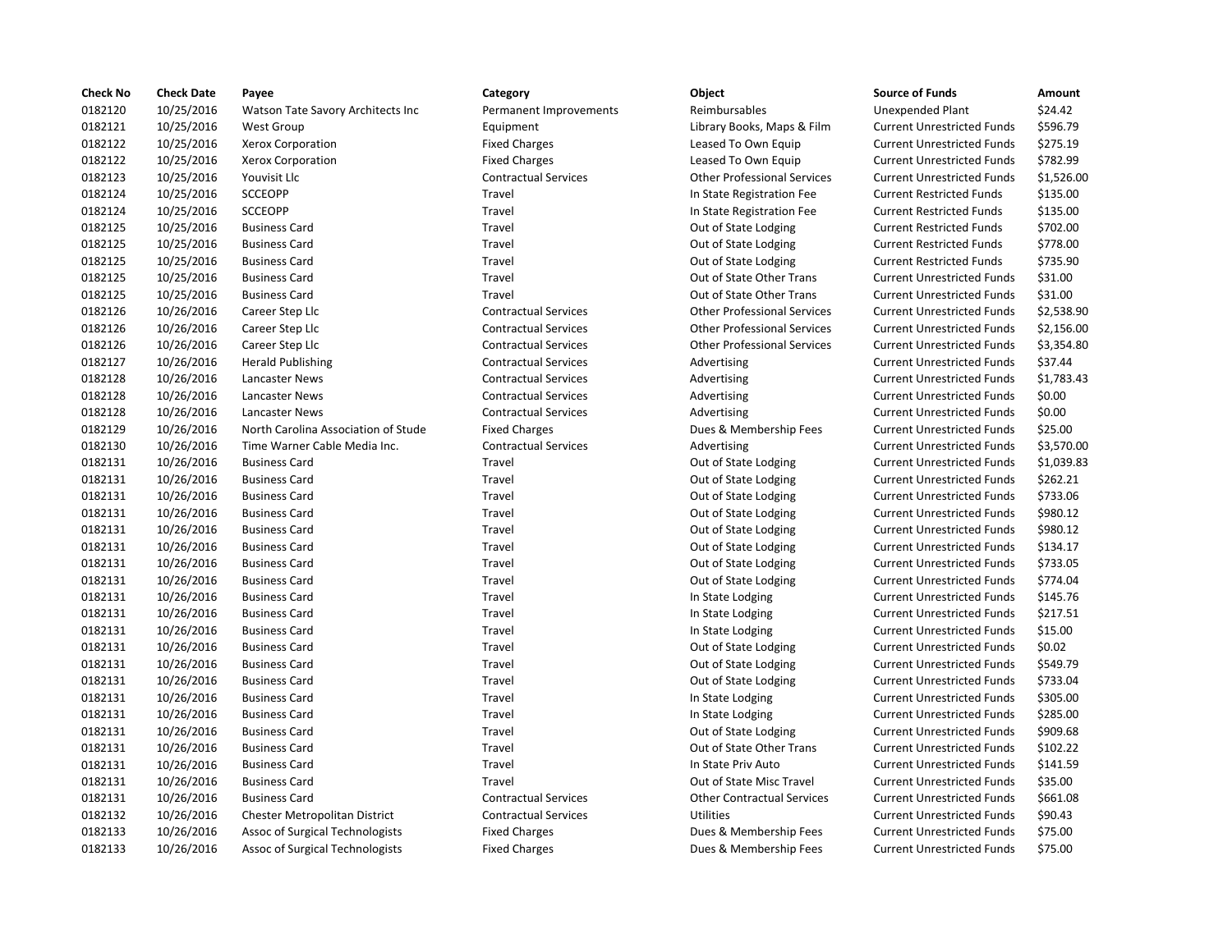| Check No | Check Date | Payee | Category | Object | Source of Funds | Amount |
|---|---|---|---|---|---|---|
| 0182120 | 10/25/2016 | Watson Tate Savory Architects Inc | Permanent Improvements | Reimbursables | Unexpended Plant | $24.42 |
| 0182121 | 10/25/2016 | West Group | Equipment | Library Books, Maps & Film | Current Unrestricted Funds | $596.79 |
| 0182122 | 10/25/2016 | Xerox Corporation | Fixed Charges | Leased To Own Equip | Current Unrestricted Funds | $275.19 |
| 0182122 | 10/25/2016 | Xerox Corporation | Fixed Charges | Leased To Own Equip | Current Unrestricted Funds | $782.99 |
| 0182123 | 10/25/2016 | Youvisit Llc | Contractual Services | Other Professional Services | Current Unrestricted Funds | $1,526.00 |
| 0182124 | 10/25/2016 | SCCEOPP | Travel | In State Registration Fee | Current Restricted Funds | $135.00 |
| 0182124 | 10/25/2016 | SCCEOPP | Travel | In State Registration Fee | Current Restricted Funds | $135.00 |
| 0182125 | 10/25/2016 | Business Card | Travel | Out of State Lodging | Current Restricted Funds | $702.00 |
| 0182125 | 10/25/2016 | Business Card | Travel | Out of State Lodging | Current Restricted Funds | $778.00 |
| 0182125 | 10/25/2016 | Business Card | Travel | Out of State Lodging | Current Restricted Funds | $735.90 |
| 0182125 | 10/25/2016 | Business Card | Travel | Out of State Other Trans | Current Unrestricted Funds | $31.00 |
| 0182125 | 10/25/2016 | Business Card | Travel | Out of State Other Trans | Current Unrestricted Funds | $31.00 |
| 0182126 | 10/26/2016 | Career Step Llc | Contractual Services | Other Professional Services | Current Unrestricted Funds | $2,538.90 |
| 0182126 | 10/26/2016 | Career Step Llc | Contractual Services | Other Professional Services | Current Unrestricted Funds | $2,156.00 |
| 0182126 | 10/26/2016 | Career Step Llc | Contractual Services | Other Professional Services | Current Unrestricted Funds | $3,354.80 |
| 0182127 | 10/26/2016 | Herald Publishing | Contractual Services | Advertising | Current Unrestricted Funds | $37.44 |
| 0182128 | 10/26/2016 | Lancaster News | Contractual Services | Advertising | Current Unrestricted Funds | $1,783.43 |
| 0182128 | 10/26/2016 | Lancaster News | Contractual Services | Advertising | Current Unrestricted Funds | $0.00 |
| 0182128 | 10/26/2016 | Lancaster News | Contractual Services | Advertising | Current Unrestricted Funds | $0.00 |
| 0182129 | 10/26/2016 | North Carolina Association of Stude | Fixed Charges | Dues & Membership Fees | Current Unrestricted Funds | $25.00 |
| 0182130 | 10/26/2016 | Time Warner Cable Media Inc. | Contractual Services | Advertising | Current Unrestricted Funds | $3,570.00 |
| 0182131 | 10/26/2016 | Business Card | Travel | Out of State Lodging | Current Unrestricted Funds | $1,039.83 |
| 0182131 | 10/26/2016 | Business Card | Travel | Out of State Lodging | Current Unrestricted Funds | $262.21 |
| 0182131 | 10/26/2016 | Business Card | Travel | Out of State Lodging | Current Unrestricted Funds | $733.06 |
| 0182131 | 10/26/2016 | Business Card | Travel | Out of State Lodging | Current Unrestricted Funds | $980.12 |
| 0182131 | 10/26/2016 | Business Card | Travel | Out of State Lodging | Current Unrestricted Funds | $980.12 |
| 0182131 | 10/26/2016 | Business Card | Travel | Out of State Lodging | Current Unrestricted Funds | $134.17 |
| 0182131 | 10/26/2016 | Business Card | Travel | Out of State Lodging | Current Unrestricted Funds | $733.05 |
| 0182131 | 10/26/2016 | Business Card | Travel | Out of State Lodging | Current Unrestricted Funds | $774.04 |
| 0182131 | 10/26/2016 | Business Card | Travel | In State Lodging | Current Unrestricted Funds | $145.76 |
| 0182131 | 10/26/2016 | Business Card | Travel | In State Lodging | Current Unrestricted Funds | $217.51 |
| 0182131 | 10/26/2016 | Business Card | Travel | In State Lodging | Current Unrestricted Funds | $15.00 |
| 0182131 | 10/26/2016 | Business Card | Travel | Out of State Lodging | Current Unrestricted Funds | $0.02 |
| 0182131 | 10/26/2016 | Business Card | Travel | Out of State Lodging | Current Unrestricted Funds | $549.79 |
| 0182131 | 10/26/2016 | Business Card | Travel | Out of State Lodging | Current Unrestricted Funds | $733.04 |
| 0182131 | 10/26/2016 | Business Card | Travel | In State Lodging | Current Unrestricted Funds | $305.00 |
| 0182131 | 10/26/2016 | Business Card | Travel | In State Lodging | Current Unrestricted Funds | $285.00 |
| 0182131 | 10/26/2016 | Business Card | Travel | Out of State Lodging | Current Unrestricted Funds | $909.68 |
| 0182131 | 10/26/2016 | Business Card | Travel | Out of State Other Trans | Current Unrestricted Funds | $102.22 |
| 0182131 | 10/26/2016 | Business Card | Travel | In State Priv Auto | Current Unrestricted Funds | $141.59 |
| 0182131 | 10/26/2016 | Business Card | Travel | Out of State Misc Travel | Current Unrestricted Funds | $35.00 |
| 0182131 | 10/26/2016 | Business Card | Contractual Services | Other Contractual Services | Current Unrestricted Funds | $661.08 |
| 0182132 | 10/26/2016 | Chester Metropolitan District | Contractual Services | Utilities | Current Unrestricted Funds | $90.43 |
| 0182133 | 10/26/2016 | Assoc of Surgical Technologists | Fixed Charges | Dues & Membership Fees | Current Unrestricted Funds | $75.00 |
| 0182133 | 10/26/2016 | Assoc of Surgical Technologists | Fixed Charges | Dues & Membership Fees | Current Unrestricted Funds | $75.00 |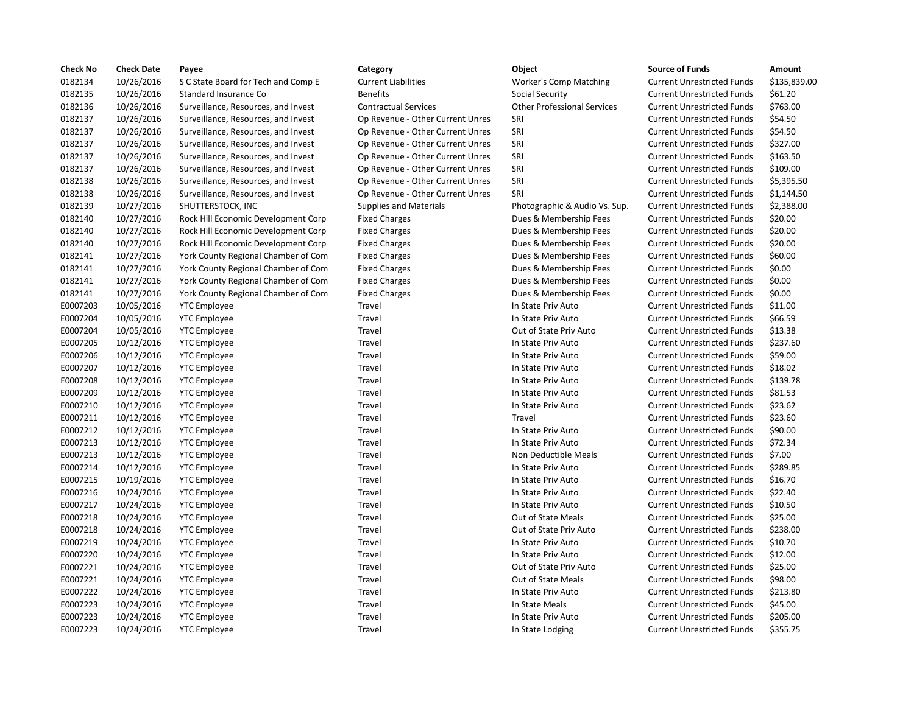| Check No | Check Date | Payee | Category | Object | Source of Funds | Amount |
|---|---|---|---|---|---|---|
| 0182134 | 10/26/2016 | S C State Board for Tech and Comp E | Current Liabilities | Worker's Comp Matching | Current Unrestricted Funds | $135,839.00 |
| 0182135 | 10/26/2016 | Standard Insurance Co | Benefits | Social Security | Current Unrestricted Funds | $61.20 |
| 0182136 | 10/26/2016 | Surveillance, Resources, and Invest | Contractual Services | Other Professional Services | Current Unrestricted Funds | $763.00 |
| 0182137 | 10/26/2016 | Surveillance, Resources, and Invest | Op Revenue - Other Current Unres | SRI | Current Unrestricted Funds | $54.50 |
| 0182137 | 10/26/2016 | Surveillance, Resources, and Invest | Op Revenue - Other Current Unres | SRI | Current Unrestricted Funds | $54.50 |
| 0182137 | 10/26/2016 | Surveillance, Resources, and Invest | Op Revenue - Other Current Unres | SRI | Current Unrestricted Funds | $327.00 |
| 0182137 | 10/26/2016 | Surveillance, Resources, and Invest | Op Revenue - Other Current Unres | SRI | Current Unrestricted Funds | $163.50 |
| 0182137 | 10/26/2016 | Surveillance, Resources, and Invest | Op Revenue - Other Current Unres | SRI | Current Unrestricted Funds | $109.00 |
| 0182138 | 10/26/2016 | Surveillance, Resources, and Invest | Op Revenue - Other Current Unres | SRI | Current Unrestricted Funds | $5,395.50 |
| 0182138 | 10/26/2016 | Surveillance, Resources, and Invest | Op Revenue - Other Current Unres | SRI | Current Unrestricted Funds | $1,144.50 |
| 0182139 | 10/27/2016 | SHUTTERSTOCK, INC | Supplies and Materials | Photographic & Audio Vs. Sup. | Current Unrestricted Funds | $2,388.00 |
| 0182140 | 10/27/2016 | Rock Hill Economic Development Corp | Fixed Charges | Dues & Membership Fees | Current Unrestricted Funds | $20.00 |
| 0182140 | 10/27/2016 | Rock Hill Economic Development Corp | Fixed Charges | Dues & Membership Fees | Current Unrestricted Funds | $20.00 |
| 0182140 | 10/27/2016 | Rock Hill Economic Development Corp | Fixed Charges | Dues & Membership Fees | Current Unrestricted Funds | $20.00 |
| 0182141 | 10/27/2016 | York County Regional Chamber of Com | Fixed Charges | Dues & Membership Fees | Current Unrestricted Funds | $60.00 |
| 0182141 | 10/27/2016 | York County Regional Chamber of Com | Fixed Charges | Dues & Membership Fees | Current Unrestricted Funds | $0.00 |
| 0182141 | 10/27/2016 | York County Regional Chamber of Com | Fixed Charges | Dues & Membership Fees | Current Unrestricted Funds | $0.00 |
| 0182141 | 10/27/2016 | York County Regional Chamber of Com | Fixed Charges | Dues & Membership Fees | Current Unrestricted Funds | $0.00 |
| E0007203 | 10/05/2016 | YTC Employee | Travel | In State Priv Auto | Current Unrestricted Funds | $11.00 |
| E0007204 | 10/05/2016 | YTC Employee | Travel | In State Priv Auto | Current Unrestricted Funds | $66.59 |
| E0007204 | 10/05/2016 | YTC Employee | Travel | Out of State Priv Auto | Current Unrestricted Funds | $13.38 |
| E0007205 | 10/12/2016 | YTC Employee | Travel | In State Priv Auto | Current Unrestricted Funds | $237.60 |
| E0007206 | 10/12/2016 | YTC Employee | Travel | In State Priv Auto | Current Unrestricted Funds | $59.00 |
| E0007207 | 10/12/2016 | YTC Employee | Travel | In State Priv Auto | Current Unrestricted Funds | $18.02 |
| E0007208 | 10/12/2016 | YTC Employee | Travel | In State Priv Auto | Current Unrestricted Funds | $139.78 |
| E0007209 | 10/12/2016 | YTC Employee | Travel | In State Priv Auto | Current Unrestricted Funds | $81.53 |
| E0007210 | 10/12/2016 | YTC Employee | Travel | In State Priv Auto | Current Unrestricted Funds | $23.62 |
| E0007211 | 10/12/2016 | YTC Employee | Travel | Travel | Current Unrestricted Funds | $23.60 |
| E0007212 | 10/12/2016 | YTC Employee | Travel | In State Priv Auto | Current Unrestricted Funds | $90.00 |
| E0007213 | 10/12/2016 | YTC Employee | Travel | In State Priv Auto | Current Unrestricted Funds | $72.34 |
| E0007213 | 10/12/2016 | YTC Employee | Travel | Non Deductible Meals | Current Unrestricted Funds | $7.00 |
| E0007214 | 10/12/2016 | YTC Employee | Travel | In State Priv Auto | Current Unrestricted Funds | $289.85 |
| E0007215 | 10/19/2016 | YTC Employee | Travel | In State Priv Auto | Current Unrestricted Funds | $16.70 |
| E0007216 | 10/24/2016 | YTC Employee | Travel | In State Priv Auto | Current Unrestricted Funds | $22.40 |
| E0007217 | 10/24/2016 | YTC Employee | Travel | In State Priv Auto | Current Unrestricted Funds | $10.50 |
| E0007218 | 10/24/2016 | YTC Employee | Travel | Out of State Meals | Current Unrestricted Funds | $25.00 |
| E0007218 | 10/24/2016 | YTC Employee | Travel | Out of State Priv Auto | Current Unrestricted Funds | $238.00 |
| E0007219 | 10/24/2016 | YTC Employee | Travel | In State Priv Auto | Current Unrestricted Funds | $10.70 |
| E0007220 | 10/24/2016 | YTC Employee | Travel | In State Priv Auto | Current Unrestricted Funds | $12.00 |
| E0007221 | 10/24/2016 | YTC Employee | Travel | Out of State Priv Auto | Current Unrestricted Funds | $25.00 |
| E0007221 | 10/24/2016 | YTC Employee | Travel | Out of State Meals | Current Unrestricted Funds | $98.00 |
| E0007222 | 10/24/2016 | YTC Employee | Travel | In State Priv Auto | Current Unrestricted Funds | $213.80 |
| E0007223 | 10/24/2016 | YTC Employee | Travel | In State Meals | Current Unrestricted Funds | $45.00 |
| E0007223 | 10/24/2016 | YTC Employee | Travel | In State Priv Auto | Current Unrestricted Funds | $205.00 |
| E0007223 | 10/24/2016 | YTC Employee | Travel | In State Lodging | Current Unrestricted Funds | $355.75 |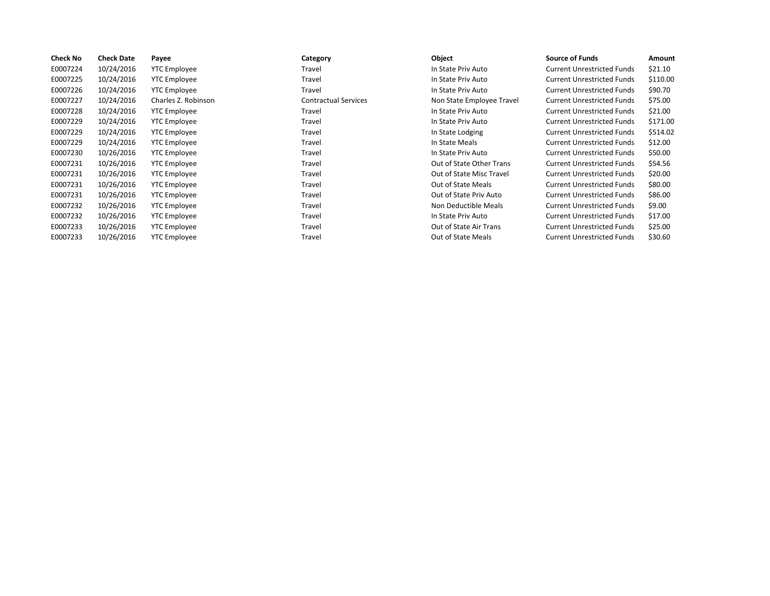| Check No | Check Date | Payee | Category | Object | Source of Funds | Amount |
|---|---|---|---|---|---|---|
| E0007224 | 10/24/2016 | YTC Employee | Travel | In State Priv Auto | Current Unrestricted Funds | $21.10 |
| E0007225 | 10/24/2016 | YTC Employee | Travel | In State Priv Auto | Current Unrestricted Funds | $110.00 |
| E0007226 | 10/24/2016 | YTC Employee | Travel | In State Priv Auto | Current Unrestricted Funds | $90.70 |
| E0007227 | 10/24/2016 | Charles Z. Robinson | Contractual Services | Non State Employee Travel | Current Unrestricted Funds | $75.00 |
| E0007228 | 10/24/2016 | YTC Employee | Travel | In State Priv Auto | Current Unrestricted Funds | $21.00 |
| E0007229 | 10/24/2016 | YTC Employee | Travel | In State Priv Auto | Current Unrestricted Funds | $171.00 |
| E0007229 | 10/24/2016 | YTC Employee | Travel | In State Lodging | Current Unrestricted Funds | $514.02 |
| E0007229 | 10/24/2016 | YTC Employee | Travel | In State Meals | Current Unrestricted Funds | $12.00 |
| E0007230 | 10/26/2016 | YTC Employee | Travel | In State Priv Auto | Current Unrestricted Funds | $50.00 |
| E0007231 | 10/26/2016 | YTC Employee | Travel | Out of State Other Trans | Current Unrestricted Funds | $54.56 |
| E0007231 | 10/26/2016 | YTC Employee | Travel | Out of State Misc Travel | Current Unrestricted Funds | $20.00 |
| E0007231 | 10/26/2016 | YTC Employee | Travel | Out of State Meals | Current Unrestricted Funds | $80.00 |
| E0007231 | 10/26/2016 | YTC Employee | Travel | Out of State Priv Auto | Current Unrestricted Funds | $86.00 |
| E0007232 | 10/26/2016 | YTC Employee | Travel | Non Deductible Meals | Current Unrestricted Funds | $9.00 |
| E0007232 | 10/26/2016 | YTC Employee | Travel | In State Priv Auto | Current Unrestricted Funds | $17.00 |
| E0007233 | 10/26/2016 | YTC Employee | Travel | Out of State Air Trans | Current Unrestricted Funds | $25.00 |
| E0007233 | 10/26/2016 | YTC Employee | Travel | Out of State Meals | Current Unrestricted Funds | $30.60 |